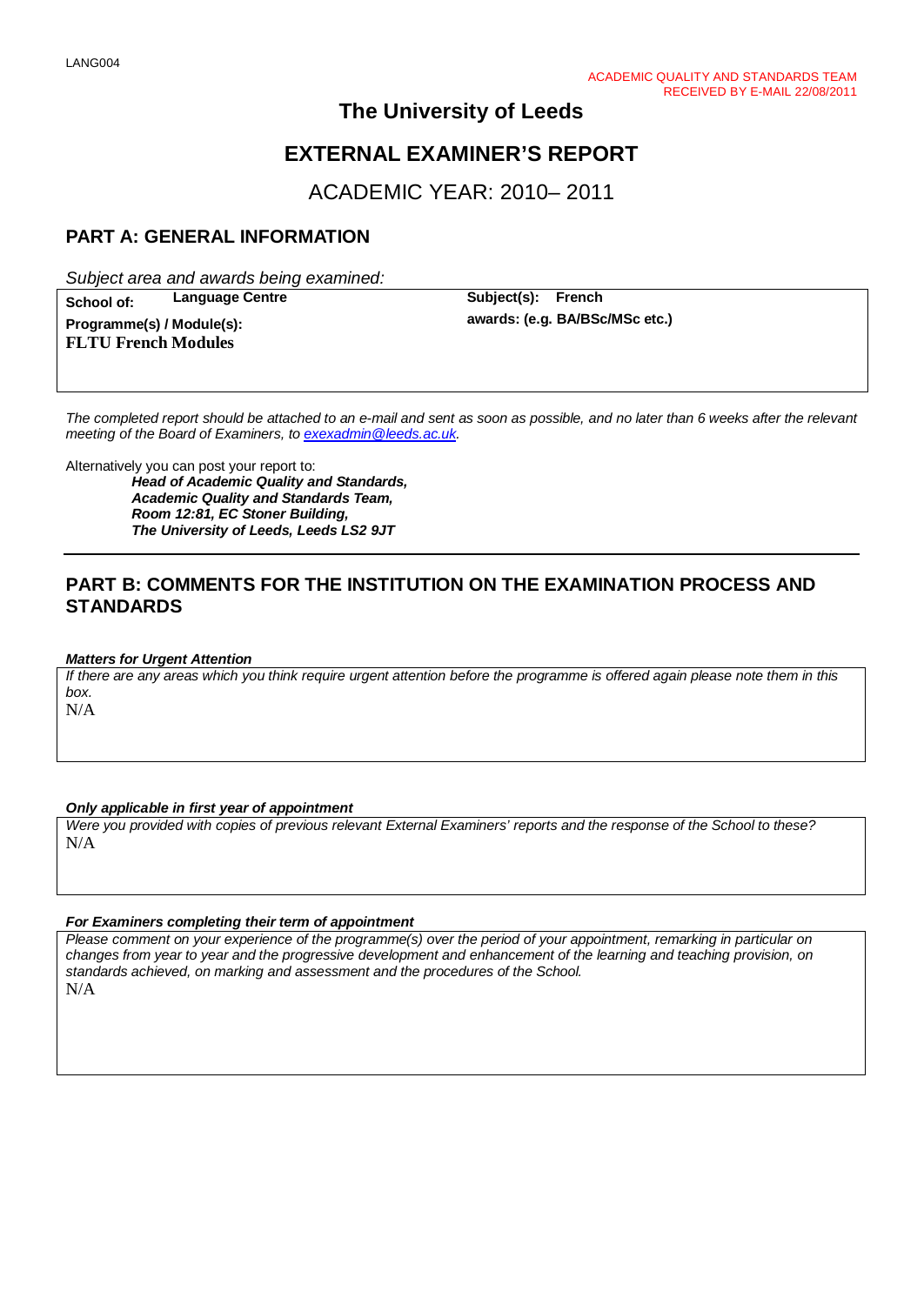LANG004

ACADEMIC QUALITY AND STANDARDS TEAM
RECEIVED BY E-MAIL 22/08/2011

# The University of Leeds

# EXTERNAL EXAMINER'S REPORT

## ACADEMIC YEAR: 2010– 2011

## PART A: GENERAL INFORMATION

*Subject area and awards being examined:*

| | |
|---|---|
| **School of:** **Language Centre** | **Subject(s):** **French** |
| **Programme(s) / Module(s):** **FLTU French Modules** | **awards: (e.g. BA/BSc/MSc etc.)** |

*The completed report should be attached to an e-mail and sent as soon as possible, and no later than 6 weeks after the relevant meeting of the Board of Examiners, to exexadmin@leeds.ac.uk.*

Alternatively you can post your report to:

***Head of Academic Quality and Standards,***
***Academic Quality and Standards Team,***
***Room 12:81, EC Stoner Building,***
***The University of Leeds, Leeds LS2 9JT***

---

## PART B: COMMENTS FOR THE INSTITUTION ON THE EXAMINATION PROCESS AND STANDARDS

***Matters for Urgent Attention***

*If there are any areas which you think require urgent attention before the programme is offered again please note them in this box.*

N/A

***Only applicable in first year of appointment***

*Were you provided with copies of previous relevant External Examiners' reports and the response of the School to these?*

N/A

***For Examiners completing their term of appointment***

*Please comment on your experience of the programme(s) over the period of your appointment, remarking in particular on changes from year to year and the progressive development and enhancement of the learning and teaching provision, on standards achieved, on marking and assessment and the procedures of the School.*

N/A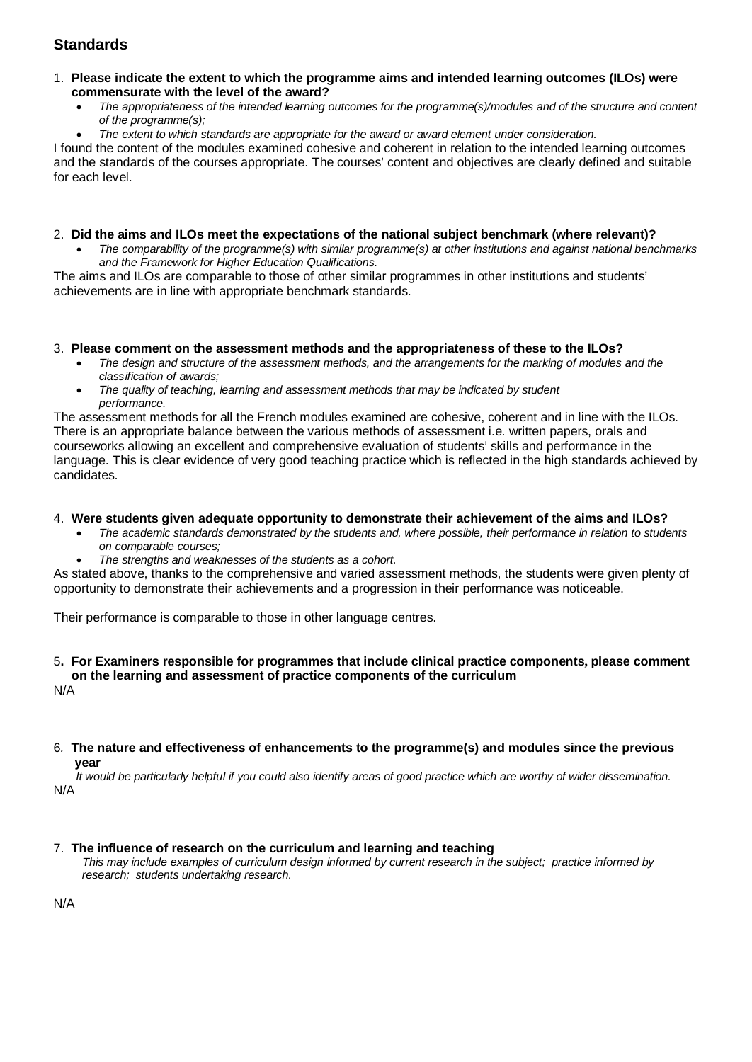## Standards

1. **Please indicate the extent to which the programme aims and intended learning outcomes (ILOs) were commensurate with the level of the award?**
   - *The appropriateness of the intended learning outcomes for the programme(s)/modules and of the structure and content of the programme(s);*
   - *The extent to which standards are appropriate for the award or award element under consideration.*

I found the content of the modules examined cohesive and coherent in relation to the intended learning outcomes and the standards of the courses appropriate. The courses' content and objectives are clearly defined and suitable for each level.

2. **Did the aims and ILOs meet the expectations of the national subject benchmark (where relevant)?**
   - *The comparability of the programme(s) with similar programme(s) at other institutions and against national benchmarks and the Framework for Higher Education Qualifications.*

The aims and ILOs are comparable to those of other similar programmes in other institutions and students' achievements are in line with appropriate benchmark standards.

3. **Please comment on the assessment methods and the appropriateness of these to the ILOs?**
   - *The design and structure of the assessment methods, and the arrangements for the marking of modules and the classification of awards;*
   - *The quality of teaching, learning and assessment methods that may be indicated by student performance.*

The assessment methods for all the French modules examined are cohesive, coherent and in line with the ILOs. There is an appropriate balance between the various methods of assessment i.e. written papers, orals and courseworks allowing an excellent and comprehensive evaluation of students' skills and performance in the language. This is clear evidence of very good teaching practice which is reflected in the high standards achieved by candidates.

4. **Were students given adequate opportunity to demonstrate their achievement of the aims and ILOs?**
   - *The academic standards demonstrated by the students and, where possible, their performance in relation to students on comparable courses;*
   - *The strengths and weaknesses of the students as a cohort.*

As stated above, thanks to the comprehensive and varied assessment methods, the students were given plenty of opportunity to demonstrate their achievements and a progression in their performance was noticeable.

Their performance is comparable to those in other language centres.

5. **For Examiners responsible for programmes that include clinical practice components, please comment on the learning and assessment of practice components of the curriculum**

N/A

6. **The nature and effectiveness of enhancements to the programme(s) and modules since the previous year**

   *It would be particularly helpful if you could also identify areas of good practice which are worthy of wider dissemination.*

N/A

7. **The influence of research on the curriculum and learning and teaching**

   *This may include examples of curriculum design informed by current research in the subject; practice informed by research; students undertaking research.*

N/A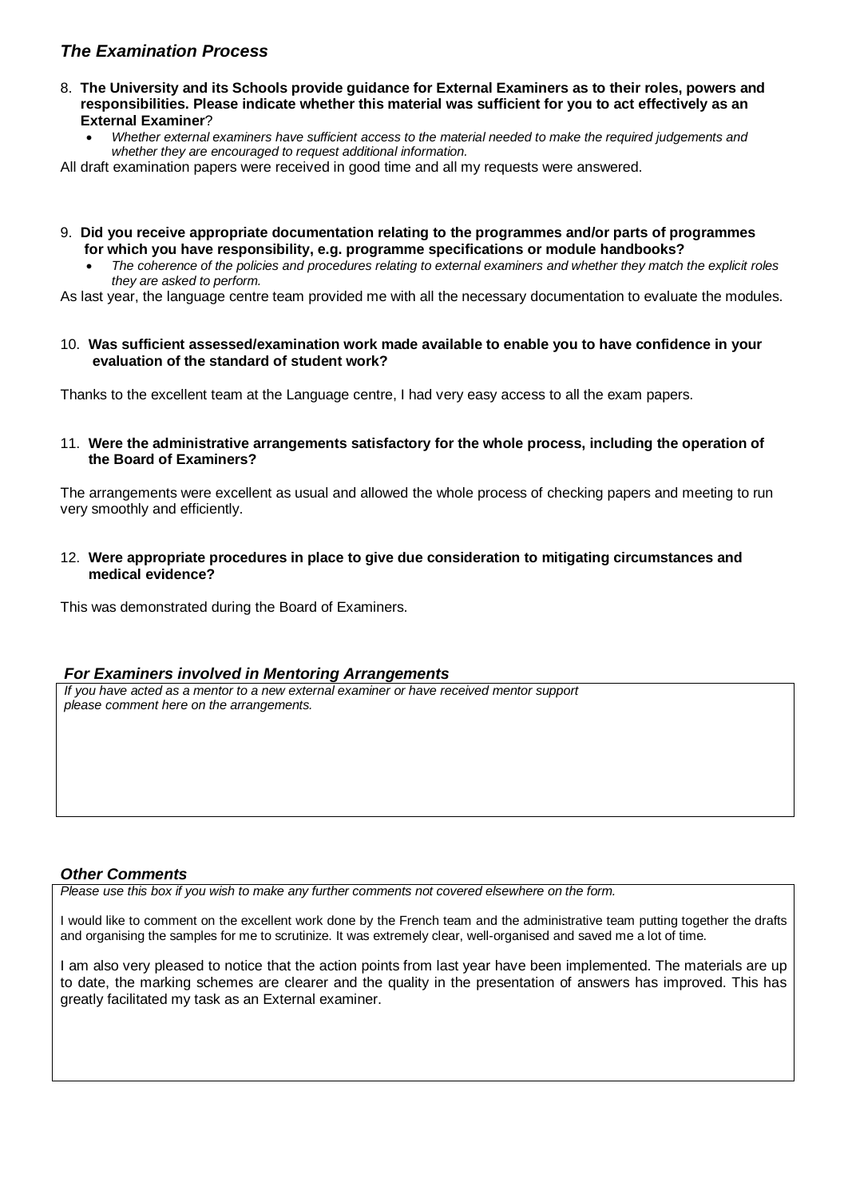## *The Examination Process*

8. **The University and its Schools provide guidance for External Examiners as to their roles, powers and responsibilities. Please indicate whether this material was sufficient for you to act effectively as an External Examiner**?
   - *Whether external examiners have sufficient access to the material needed to make the required judgements and whether they are encouraged to request additional information.*

All draft examination papers were received in good time and all my requests were answered.

9. **Did you receive appropriate documentation relating to the programmes and/or parts of programmes for which you have responsibility, e.g. programme specifications or module handbooks?**
   - *The coherence of the policies and procedures relating to external examiners and whether they match the explicit roles they are asked to perform.*

As last year, the language centre team provided me with all the necessary documentation to evaluate the modules.

10. **Was sufficient assessed/examination work made available to enable you to have confidence in your evaluation of the standard of student work?**

Thanks to the excellent team at the Language centre, I had very easy access to all the exam papers.

11. **Were the administrative arrangements satisfactory for the whole process, including the operation of the Board of Examiners?**

The arrangements were excellent as usual and allowed the whole process of checking papers and meeting to run very smoothly and efficiently.

12. **Were appropriate procedures in place to give due consideration to mitigating circumstances and medical evidence?**

This was demonstrated during the Board of Examiners.

### *For Examiners involved in Mentoring Arrangements*

*If you have acted as a mentor to a new external examiner or have received mentor support please comment here on the arrangements.*

### *Other Comments*

*Please use this box if you wish to make any further comments not covered elsewhere on the form.*

I would like to comment on the excellent work done by the French team and the administrative team putting together the drafts and organising the samples for me to scrutinize. It was extremely clear, well-organised and saved me a lot of time.

I am also very pleased to notice that the action points from last year have been implemented. The materials are up to date, the marking schemes are clearer and the quality in the presentation of answers has improved. This has greatly facilitated my task as an External examiner.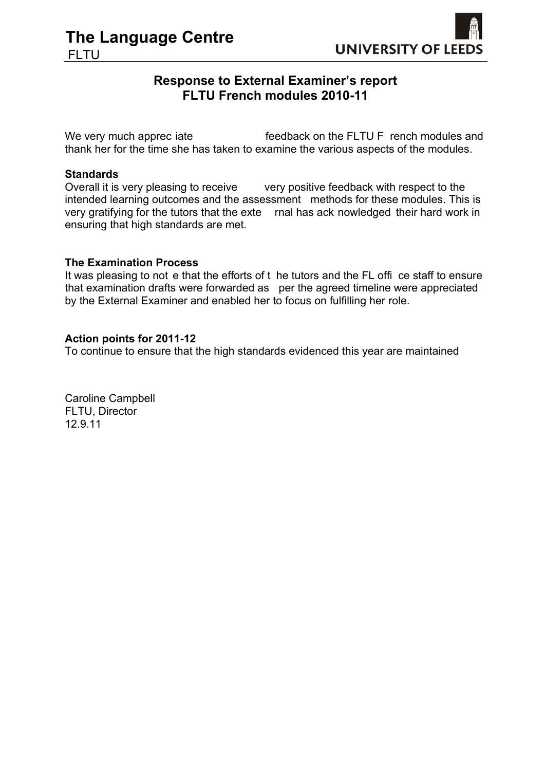# The Language Centre

FLTU

UNIVERSITY OF LEEDS

## Response to External Examiner's report
## FLTU French modules 2010-11

We very much appreciate feedback on the FLTU French modules and thank her for the time she has taken to examine the various aspects of the modules.

**Standards**

Overall it is very pleasing to receive very positive feedback with respect to the intended learning outcomes and the assessment methods for these modules. This is very gratifying for the tutors that the external has acknowledged their hard work in ensuring that high standards are met.

**The Examination Process**

It was pleasing to note that the efforts of the tutors and the FL office staff to ensure that examination drafts were forwarded as per the agreed timeline were appreciated by the External Examiner and enabled her to focus on fulfilling her role.

**Action points for 2011-12**

To continue to ensure that the high standards evidenced this year are maintained

Caroline Campbell
FLTU, Director
12.9.11